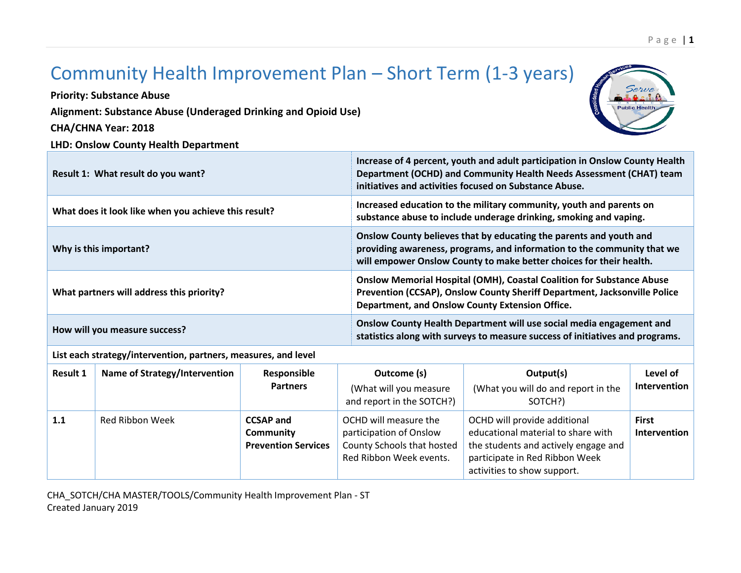# Community Health Improvement Plan – Short Term (1-3 years)

**Priority: Substance Abuse**

**Alignment: Substance Abuse (Underaged Drinking and Opioid Use)**

**CHA/CHNA Year: 2018**

**LHD: Onslow County Health Department**

| | |
|---|---|
| **Result 1: What result do you want?** | **Increase of 4 percent, youth and adult participation in Onslow County Health Department (OCHD) and Community Health Needs Assessment (CHAT) team initiatives and activities focused on Substance Abuse.** |
| **What does it look like when you achieve this result?** | **Increased education to the military community, youth and parents on substance abuse to include underage drinking, smoking and vaping.** |
| **Why is this important?** | **Onslow County believes that by educating the parents and youth and providing awareness, programs, and information to the community that we will empower Onslow County to make better choices for their health.** |
| **What partners will address this priority?** | **Onslow Memorial Hospital (OMH), Coastal Coalition for Substance Abuse Prevention (CCSAP), Onslow County Sheriff Department, Jacksonville Police Department, and Onslow County Extension Office.** |
| **How will you measure success?** | **Onslow County Health Department will use social media engagement and statistics along with surveys to measure success of initiatives and programs.** |

**List each strategy/intervention, partners, measures, and level**

| Result 1 | Name of Strategy/Intervention | Responsible Partners | Outcome (s) (What will you measure and report in the SOTCH?) | Output(s) (What you will do and report in the SOTCH?) | Level of Intervention |
|---|---|---|---|---|---|
| **1.1** | Red Ribbon Week | **CCSAP and Community Prevention Services** | OCHD will measure the participation of Onslow County Schools that hosted Red Ribbon Week events. | OCHD will provide additional educational material to share with the students and actively engage and participate in Red Ribbon Week activities to show support. | **First Intervention** |

CHA_SOTCH/CHA MASTER/TOOLS/Community Health Improvement Plan - ST
Created January 2019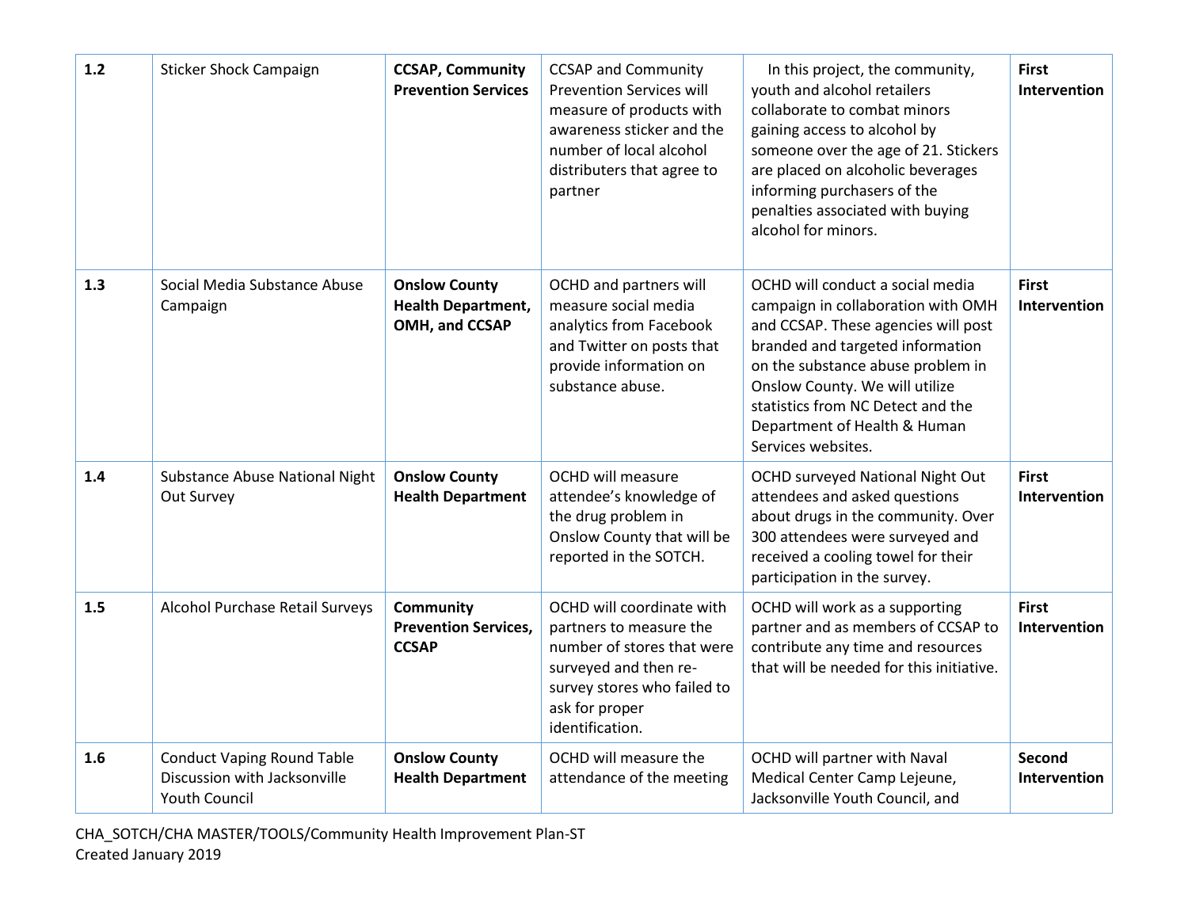| | | | | | |
|---|---|---|---|---|---|
| **1.2** | Sticker Shock Campaign | **CCSAP, Community Prevention Services** | CCSAP and Community Prevention Services will measure of products with awareness sticker and the number of local alcohol distributers that agree to partner | In this project, the community, youth and alcohol retailers collaborate to combat minors gaining access to alcohol by someone over the age of 21. Stickers are placed on alcoholic beverages informing purchasers of the penalties associated with buying alcohol for minors. | **First Intervention** |
| **1.3** | Social Media Substance Abuse Campaign | **Onslow County Health Department, OMH, and CCSAP** | OCHD and partners will measure social media analytics from Facebook and Twitter on posts that provide information on substance abuse. | OCHD will conduct a social media campaign in collaboration with OMH and CCSAP. These agencies will post branded and targeted information on the substance abuse problem in Onslow County. We will utilize statistics from NC Detect and the Department of Health & Human Services websites. | **First Intervention** |
| **1.4** | Substance Abuse National Night Out Survey | **Onslow County Health Department** | OCHD will measure attendee's knowledge of the drug problem in Onslow County that will be reported in the SOTCH. | OCHD surveyed National Night Out attendees and asked questions about drugs in the community. Over 300 attendees were surveyed and received a cooling towel for their participation in the survey. | **First Intervention** |
| **1.5** | Alcohol Purchase Retail Surveys | **Community Prevention Services, CCSAP** | OCHD will coordinate with partners to measure the number of stores that were surveyed and then re-survey stores who failed to ask for proper identification. | OCHD will work as a supporting partner and as members of CCSAP to contribute any time and resources that will be needed for this initiative. | **First Intervention** |
| **1.6** | Conduct Vaping Round Table Discussion with Jacksonville Youth Council | **Onslow County Health Department** | OCHD will measure the attendance of the meeting | OCHD will partner with Naval Medical Center Camp Lejeune, Jacksonville Youth Council, and | **Second Intervention** |

CHA_SOTCH/CHA MASTER/TOOLS/Community Health Improvement Plan-ST
Created January 2019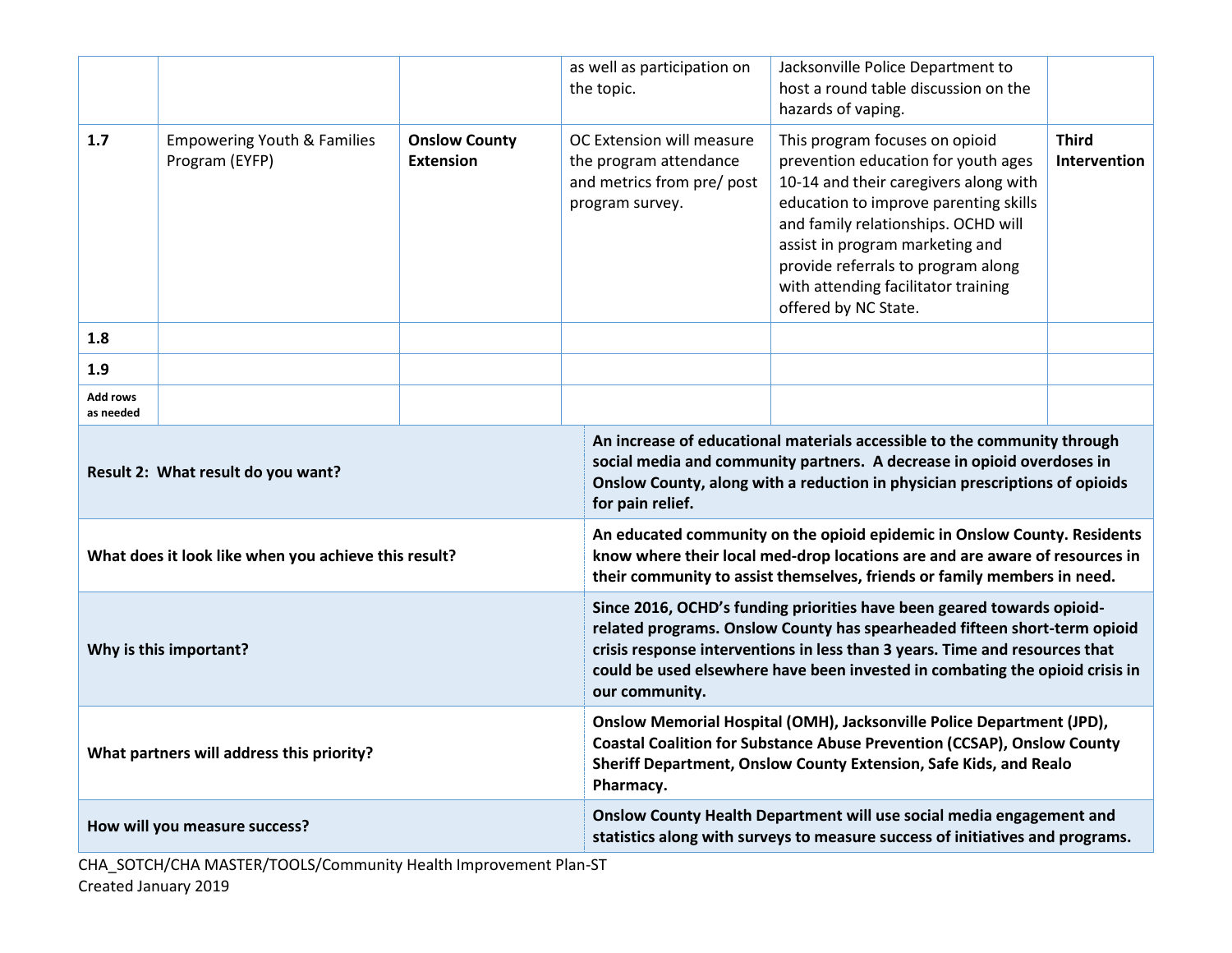| | | | | | |
|---|---|---|---|---|---|
| | | | as well as participation on the topic. | Jacksonville Police Department to host a round table discussion on the hazards of vaping. | |
| **1.7** | Empowering Youth & Families Program (EYFP) | **Onslow County Extension** | OC Extension will measure the program attendance and metrics from pre/ post program survey. | This program focuses on opioid prevention education for youth ages 10-14 and their caregivers along with education to improve parenting skills and family relationships. OCHD will assist in program marketing and provide referrals to program along with attending facilitator training offered by NC State. | **Third Intervention** |
| **1.8** | | | | | |
| **1.9** | | | | | |
| **Add rows as needed** | | | | | |

| | |
|---|---|
| **Result 2: What result do you want?** | **An increase of educational materials accessible to the community through social media and community partners. A decrease in opioid overdoses in Onslow County, along with a reduction in physician prescriptions of opioids for pain relief.** |
| **What does it look like when you achieve this result?** | **An educated community on the opioid epidemic in Onslow County. Residents know where their local med-drop locations are and are aware of resources in their community to assist themselves, friends or family members in need.** |
| **Why is this important?** | **Since 2016, OCHD's funding priorities have been geared towards opioid-related programs. Onslow County has spearheaded fifteen short-term opioid crisis response interventions in less than 3 years. Time and resources that could be used elsewhere have been invested in combating the opioid crisis in our community.** |
| **What partners will address this priority?** | **Onslow Memorial Hospital (OMH), Jacksonville Police Department (JPD), Coastal Coalition for Substance Abuse Prevention (CCSAP), Onslow County Sheriff Department, Onslow County Extension, Safe Kids, and Realo Pharmacy.** |
| **How will you measure success?** | **Onslow County Health Department will use social media engagement and statistics along with surveys to measure success of initiatives and programs.** |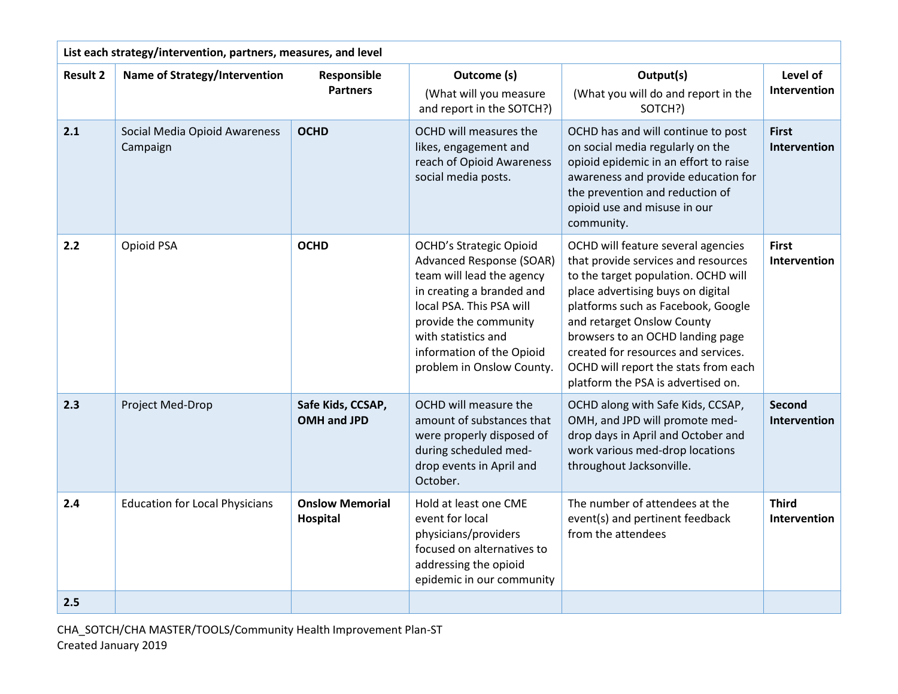| List each strategy/intervention, partners, measures, and level | | | | | |
|---|---|---|---|---|---|
| **Result 2** | **Name of Strategy/Intervention** | **Responsible Partners** | **Outcome (s)** (What will you measure and report in the SOTCH?) | **Output(s)** (What you will do and report in the SOTCH?) | **Level of Intervention** |
| **2.1** | Social Media Opioid Awareness Campaign | **OCHD** | OCHD will measures the likes, engagement and reach of Opioid Awareness social media posts. | OCHD has and will continue to post on social media regularly on the opioid epidemic in an effort to raise awareness and provide education for the prevention and reduction of opioid use and misuse in our community. | **First Intervention** |
| **2.2** | Opioid PSA | **OCHD** | OCHD's Strategic Opioid Advanced Response (SOAR) team will lead the agency in creating a branded and local PSA. This PSA will provide the community with statistics and information of the Opioid problem in Onslow County. | OCHD will feature several agencies that provide services and resources to the target population. OCHD will place advertising buys on digital platforms such as Facebook, Google and retarget Onslow County browsers to an OCHD landing page created for resources and services. OCHD will report the stats from each platform the PSA is advertised on. | **First Intervention** |
| **2.3** | Project Med-Drop | **Safe Kids, CCSAP, OMH and JPD** | OCHD will measure the amount of substances that were properly disposed of during scheduled med-drop events in April and October. | OCHD along with Safe Kids, CCSAP, OMH, and JPD will promote med-drop days in April and October and work various med-drop locations throughout Jacksonville. | **Second Intervention** |
| **2.4** | Education for Local Physicians | **Onslow Memorial Hospital** | Hold at least one CME event for local physicians/providers focused on alternatives to addressing the opioid epidemic in our community | The number of attendees at the event(s) and pertinent feedback from the attendees | **Third Intervention** |
| **2.5** | | | | | |

CHA_SOTCH/CHA MASTER/TOOLS/Community Health Improvement Plan-ST
Created January 2019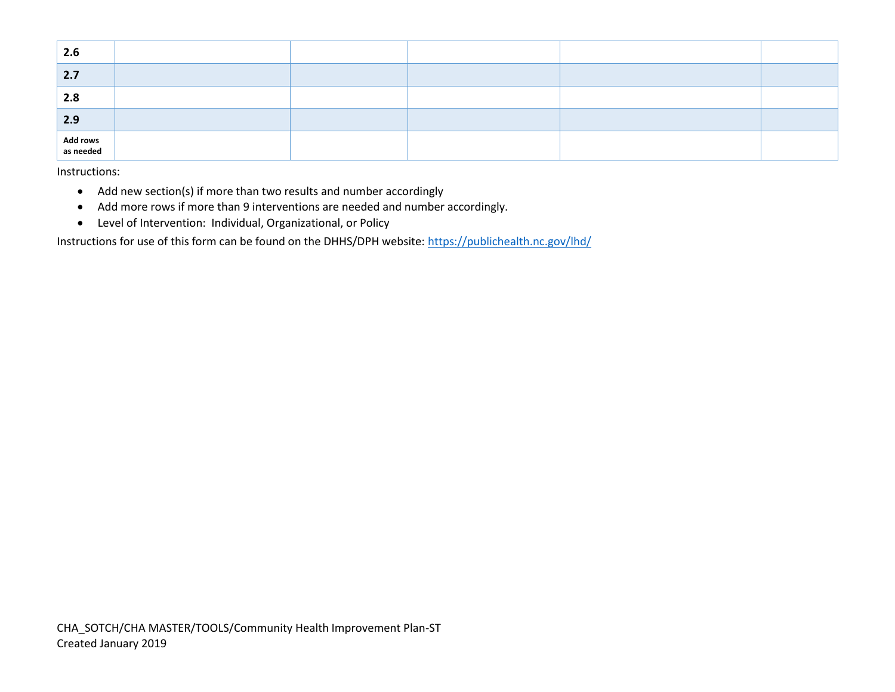| | | | | | |
|---|---|---|---|---|---|
| **2.6** | | | | | |
| **2.7** | | | | | |
| **2.8** | | | | | |
| **2.9** | | | | | |
| **Add rows as needed** | | | | | |

Instructions:

- Add new section(s) if more than two results and number accordingly
- Add more rows if more than 9 interventions are needed and number accordingly.
- Level of Intervention: Individual, Organizational, or Policy

Instructions for use of this form can be found on the DHHS/DPH website: https://publichealth.nc.gov/lhd/

CHA_SOTCH/CHA MASTER/TOOLS/Community Health Improvement Plan-ST
Created January 2019